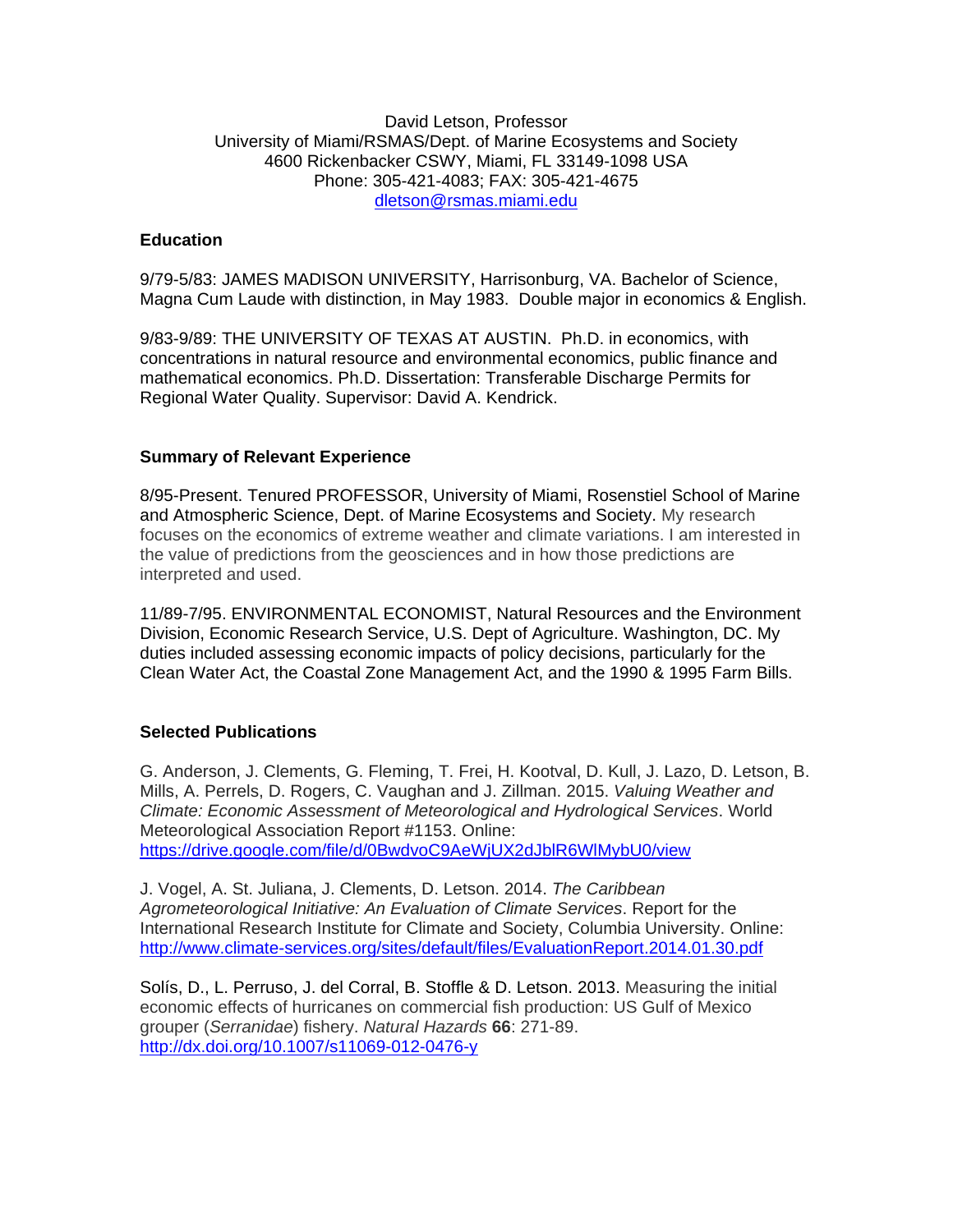David Letson, Professor
University of Miami/RSMAS/Dept. of Marine Ecosystems and Society
4600 Rickenbacker CSWY, Miami, FL 33149-1098 USA
Phone: 305-421-4083; FAX: 305-421-4675
dletson@rsmas.miami.edu

## Education

9/79-5/83: JAMES MADISON UNIVERSITY, Harrisonburg, VA. Bachelor of Science, Magna Cum Laude with distinction, in May 1983. Double major in economics & English.

9/83-9/89: THE UNIVERSITY OF TEXAS AT AUSTIN. Ph.D. in economics, with concentrations in natural resource and environmental economics, public finance and mathematical economics. Ph.D. Dissertation: Transferable Discharge Permits for Regional Water Quality. Supervisor: David A. Kendrick.

## Summary of Relevant Experience

8/95-Present. Tenured PROFESSOR, University of Miami, Rosenstiel School of Marine and Atmospheric Science, Dept. of Marine Ecosystems and Society. My research focuses on the economics of extreme weather and climate variations. I am interested in the value of predictions from the geosciences and in how those predictions are interpreted and used.

11/89-7/95. ENVIRONMENTAL ECONOMIST, Natural Resources and the Environment Division, Economic Research Service, U.S. Dept of Agriculture. Washington, DC. My duties included assessing economic impacts of policy decisions, particularly for the Clean Water Act, the Coastal Zone Management Act, and the 1990 & 1995 Farm Bills.

## Selected Publications

G. Anderson, J. Clements, G. Fleming, T. Frei, H. Kootval, D. Kull, J. Lazo, D. Letson, B. Mills, A. Perrels, D. Rogers, C. Vaughan and J. Zillman. 2015. *Valuing Weather and Climate: Economic Assessment of Meteorological and Hydrological Services*. World Meteorological Association Report #1153. Online: https://drive.google.com/file/d/0BwdvoC9AeWjUX2dJblR6WlMybU0/view

J. Vogel, A. St. Juliana, J. Clements, D. Letson. 2014. *The Caribbean Agrometeorological Initiative: An Evaluation of Climate Services*. Report for the International Research Institute for Climate and Society, Columbia University. Online: http://www.climate-services.org/sites/default/files/EvaluationReport.2014.01.30.pdf

Solís, D., L. Perruso, J. del Corral, B. Stoffle & D. Letson. 2013. Measuring the initial economic effects of hurricanes on commercial fish production: US Gulf of Mexico grouper (*Serranidae*) fishery. *Natural Hazards* **66**: 271-89. http://dx.doi.org/10.1007/s11069-012-0476-y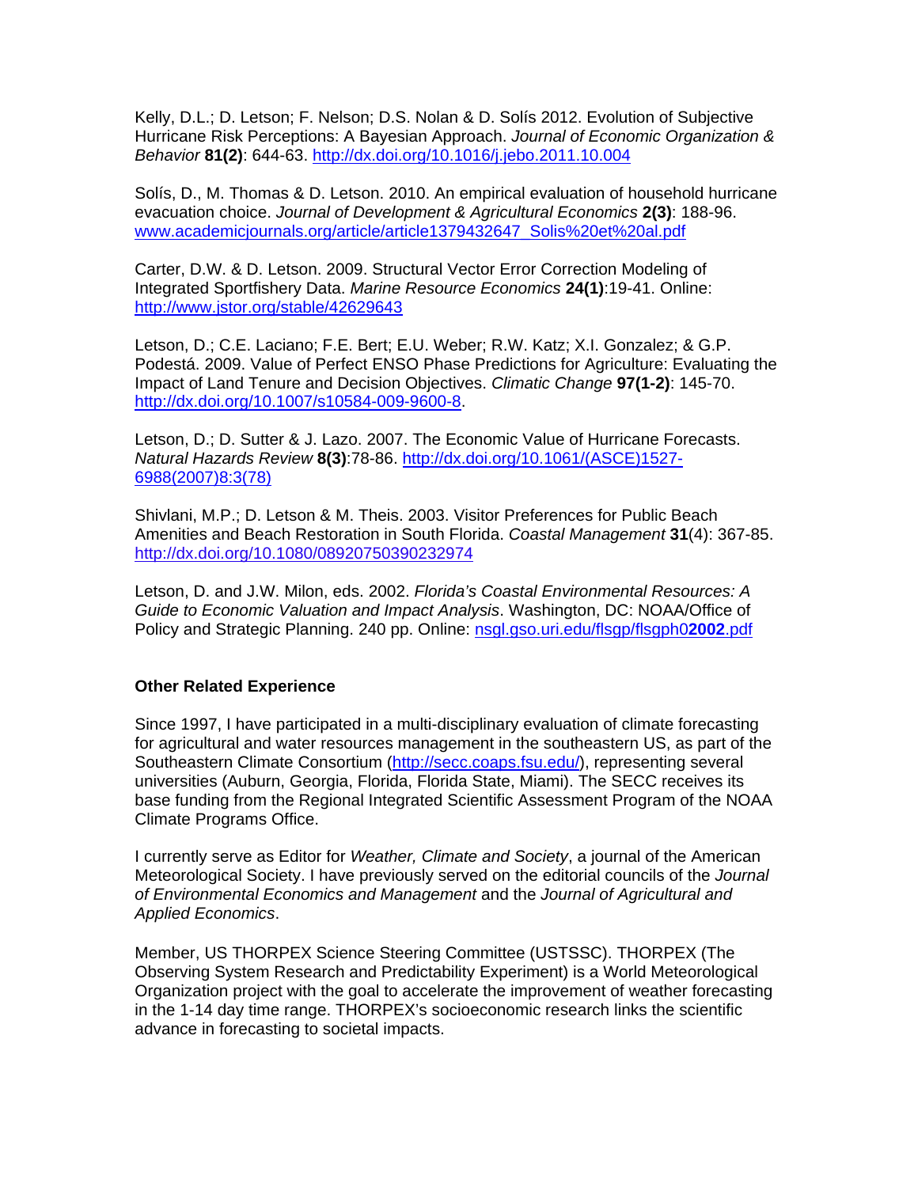Kelly, D.L.; D. Letson; F. Nelson; D.S. Nolan & D. Solís 2012. Evolution of Subjective Hurricane Risk Perceptions: A Bayesian Approach. *Journal of Economic Organization & Behavior* **81(2)**: 644-63. http://dx.doi.org/10.1016/j.jebo.2011.10.004

Solís, D., M. Thomas & D. Letson. 2010. An empirical evaluation of household hurricane evacuation choice. *Journal of Development & Agricultural Economics* **2(3)**: 188-96. www.academicjournals.org/article/article1379432647_Solis%20et%20al.pdf

Carter, D.W. & D. Letson. 2009. Structural Vector Error Correction Modeling of Integrated Sportfishery Data. *Marine Resource Economics* **24(1)**:19-41. Online: http://www.jstor.org/stable/42629643

Letson, D.; C.E. Laciano; F.E. Bert; E.U. Weber; R.W. Katz; X.I. Gonzalez; & G.P. Podestá. 2009. Value of Perfect ENSO Phase Predictions for Agriculture: Evaluating the Impact of Land Tenure and Decision Objectives. *Climatic Change* **97(1-2)**: 145-70. http://dx.doi.org/10.1007/s10584-009-9600-8.

Letson, D.; D. Sutter & J. Lazo. 2007. The Economic Value of Hurricane Forecasts. *Natural Hazards Review* **8(3)**:78-86. http://dx.doi.org/10.1061/(ASCE)1527-6988(2007)8:3(78)

Shivlani, M.P.; D. Letson & M. Theis. 2003. Visitor Preferences for Public Beach Amenities and Beach Restoration in South Florida. *Coastal Management* **31**(4): 367-85. http://dx.doi.org/10.1080/08920750390232974

Letson, D. and J.W. Milon, eds. 2002. *Florida's Coastal Environmental Resources: A Guide to Economic Valuation and Impact Analysis*. Washington, DC: NOAA/Office of Policy and Strategic Planning. 240 pp. Online: nsgl.gso.uri.edu/flsgp/flsgph0**2002**.pdf

## Other Related Experience

Since 1997, I have participated in a multi-disciplinary evaluation of climate forecasting for agricultural and water resources management in the southeastern US, as part of the Southeastern Climate Consortium (http://secc.coaps.fsu.edu/), representing several universities (Auburn, Georgia, Florida, Florida State, Miami). The SECC receives its base funding from the Regional Integrated Scientific Assessment Program of the NOAA Climate Programs Office.

I currently serve as Editor for *Weather, Climate and Society*, a journal of the American Meteorological Society. I have previously served on the editorial councils of the *Journal of Environmental Economics and Management* and the *Journal of Agricultural and Applied Economics*.

Member, US THORPEX Science Steering Committee (USTSSC). THORPEX (The Observing System Research and Predictability Experiment) is a World Meteorological Organization project with the goal to accelerate the improvement of weather forecasting in the 1-14 day time range. THORPEX's socioeconomic research links the scientific advance in forecasting to societal impacts.